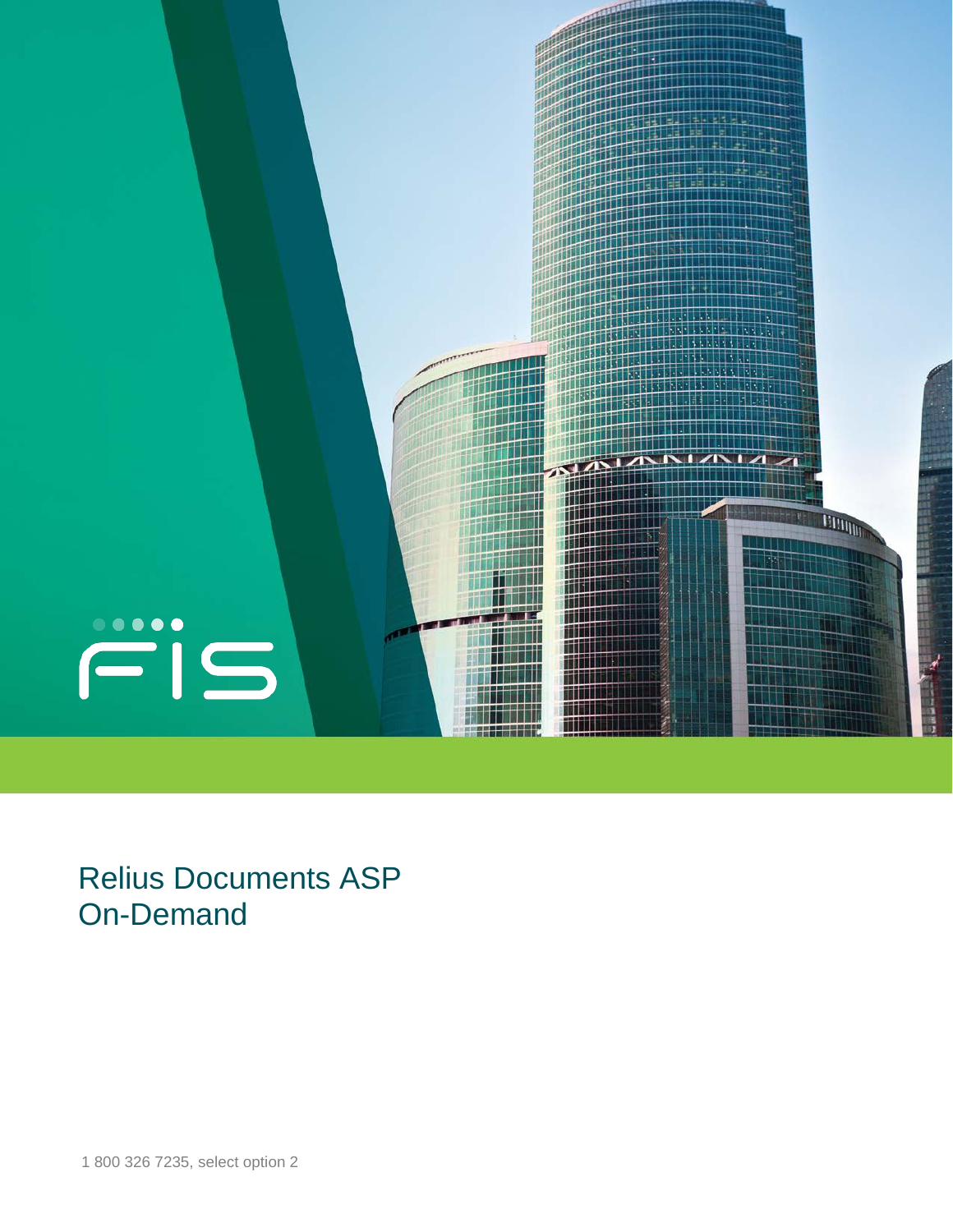FIS

# Relius Documents ASP On-Demand

1 800 326 7235, select option 2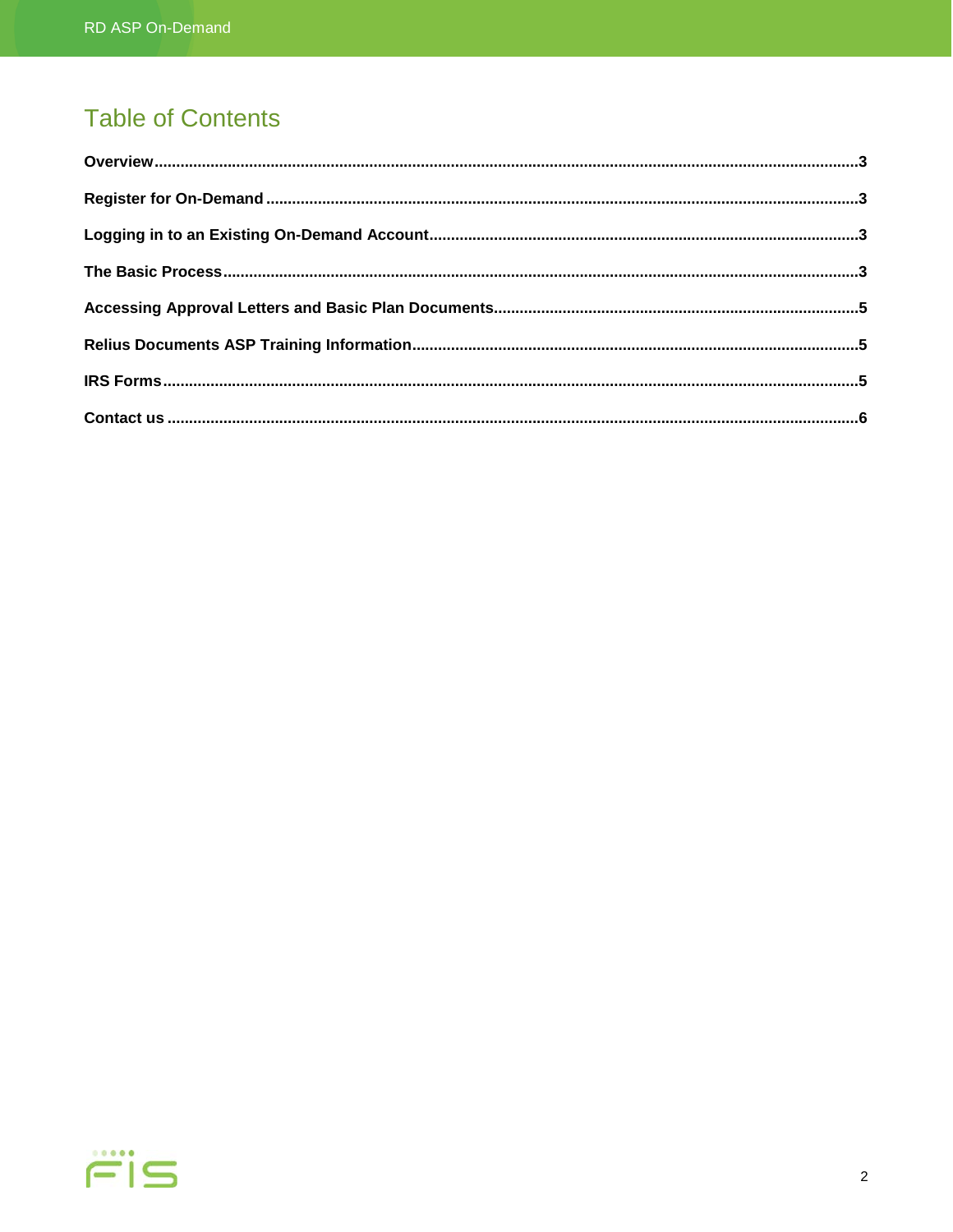# Table of Contents

**Overview** .......... 3

**Register for On-Demand** .......... 3

**Logging in to an Existing On-Demand Account** .......... 3

**The Basic Process** .......... 3

**Accessing Approval Letters and Basic Plan Documents** .......... 5

**Relius Documents ASP Training Information** .......... 5

**IRS Forms** .......... 5

**Contact us** .......... 6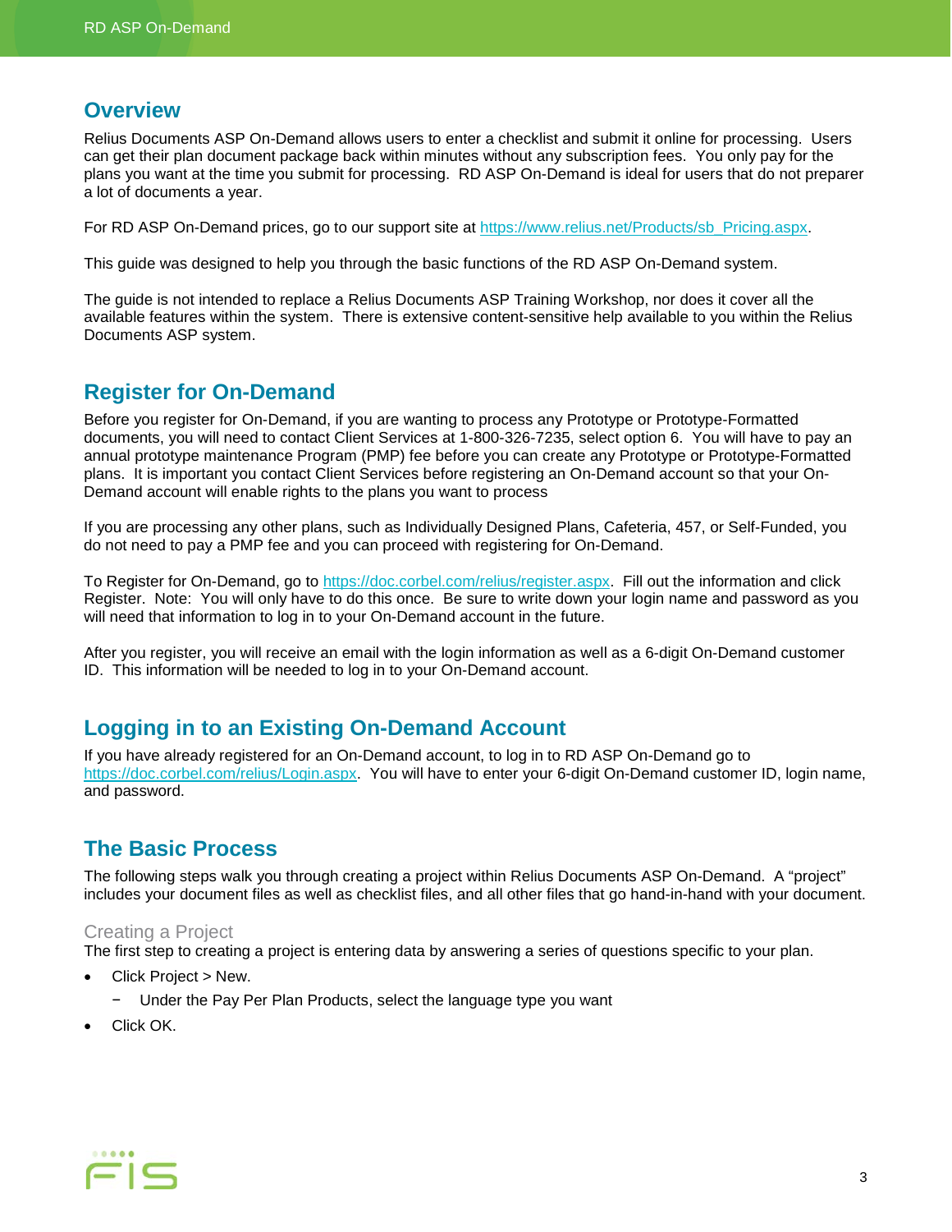## Overview

Relius Documents ASP On-Demand allows users to enter a checklist and submit it online for processing. Users can get their plan document package back within minutes without any subscription fees. You only pay for the plans you want at the time you submit for processing. RD ASP On-Demand is ideal for users that do not preparer a lot of documents a year.

For RD ASP On-Demand prices, go to our support site at https://www.relius.net/Products/sb_Pricing.aspx.

This guide was designed to help you through the basic functions of the RD ASP On-Demand system.

The guide is not intended to replace a Relius Documents ASP Training Workshop, nor does it cover all the available features within the system. There is extensive content-sensitive help available to you within the Relius Documents ASP system.

## Register for On-Demand

Before you register for On-Demand, if you are wanting to process any Prototype or Prototype-Formatted documents, you will need to contact Client Services at 1-800-326-7235, select option 6. You will have to pay an annual prototype maintenance Program (PMP) fee before you can create any Prototype or Prototype-Formatted plans. It is important you contact Client Services before registering an On-Demand account so that your On-Demand account will enable rights to the plans you want to process

If you are processing any other plans, such as Individually Designed Plans, Cafeteria, 457, or Self-Funded, you do not need to pay a PMP fee and you can proceed with registering for On-Demand.

To Register for On-Demand, go to https://doc.corbel.com/relius/register.aspx. Fill out the information and click Register. Note: You will only have to do this once. Be sure to write down your login name and password as you will need that information to log in to your On-Demand account in the future.

After you register, you will receive an email with the login information as well as a 6-digit On-Demand customer ID. This information will be needed to log in to your On-Demand account.

## Logging in to an Existing On-Demand Account

If you have already registered for an On-Demand account, to log in to RD ASP On-Demand go to https://doc.corbel.com/relius/Login.aspx. You will have to enter your 6-digit On-Demand customer ID, login name, and password.

## The Basic Process

The following steps walk you through creating a project within Relius Documents ASP On-Demand. A "project" includes your document files as well as checklist files, and all other files that go hand-in-hand with your document.

### Creating a Project

The first step to creating a project is entering data by answering a series of questions specific to your plan.

- Click Project > New.
  - Under the Pay Per Plan Products, select the language type you want
- Click OK.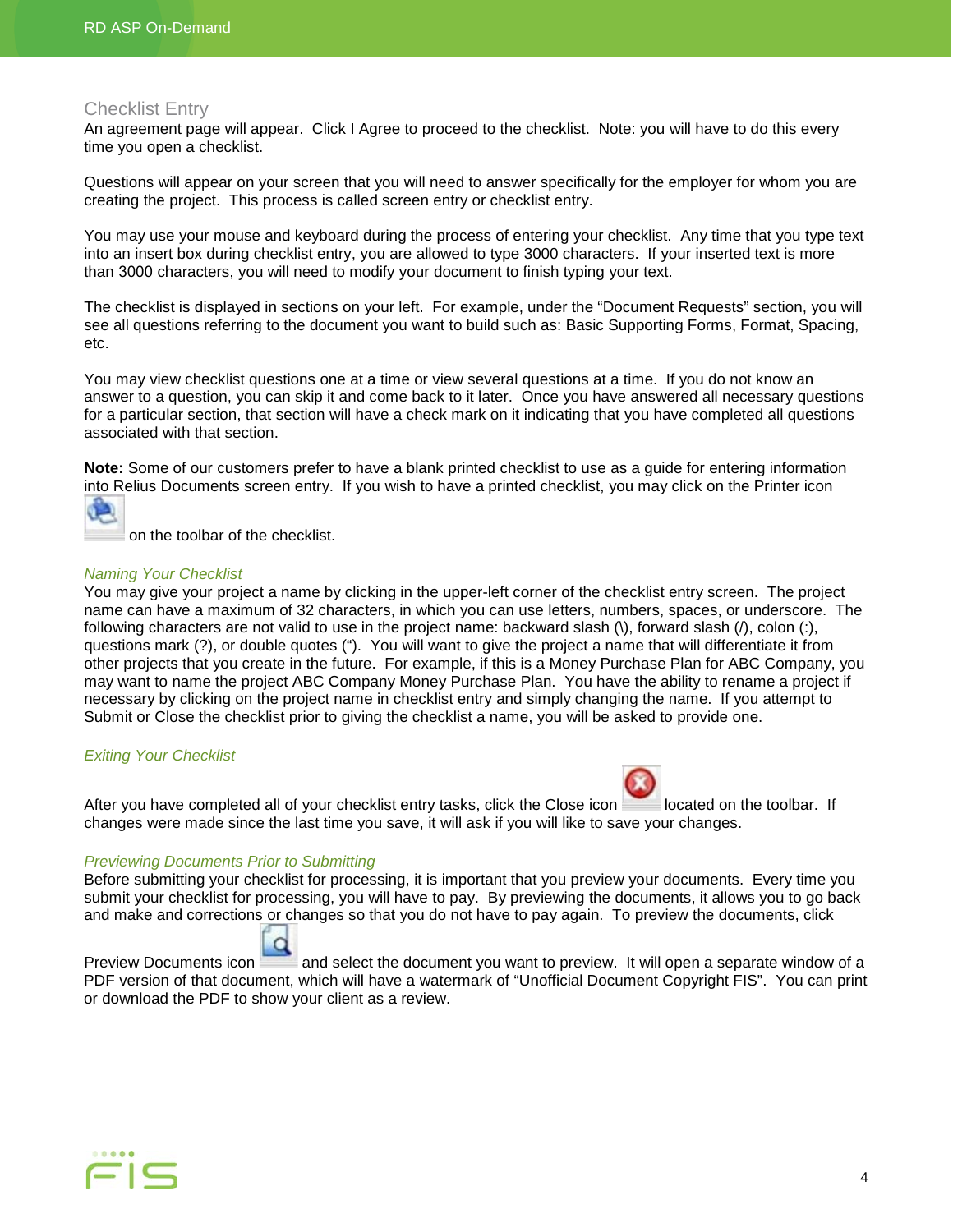## Checklist Entry

An agreement page will appear. Click I Agree to proceed to the checklist. Note: you will have to do this every time you open a checklist.

Questions will appear on your screen that you will need to answer specifically for the employer for whom you are creating the project. This process is called screen entry or checklist entry.

You may use your mouse and keyboard during the process of entering your checklist. Any time that you type text into an insert box during checklist entry, you are allowed to type 3000 characters. If your inserted text is more than 3000 characters, you will need to modify your document to finish typing your text.

The checklist is displayed in sections on your left. For example, under the "Document Requests" section, you will see all questions referring to the document you want to build such as: Basic Supporting Forms, Format, Spacing, etc.

You may view checklist questions one at a time or view several questions at a time. If you do not know an answer to a question, you can skip it and come back to it later. Once you have answered all necessary questions for a particular section, that section will have a check mark on it indicating that you have completed all questions associated with that section.

**Note:** Some of our customers prefer to have a blank printed checklist to use as a guide for entering information into Relius Documents screen entry. If you wish to have a printed checklist, you may click on the Printer icon on the toolbar of the checklist.

### *Naming Your Checklist*

You may give your project a name by clicking in the upper-left corner of the checklist entry screen. The project name can have a maximum of 32 characters, in which you can use letters, numbers, spaces, or underscore. The following characters are not valid to use in the project name: backward slash (\), forward slash (/), colon (:), questions mark (?), or double quotes ("). You will want to give the project a name that will differentiate it from other projects that you create in the future. For example, if this is a Money Purchase Plan for ABC Company, you may want to name the project ABC Company Money Purchase Plan. You have the ability to rename a project if necessary by clicking on the project name in checklist entry and simply changing the name. If you attempt to Submit or Close the checklist prior to giving the checklist a name, you will be asked to provide one.

### *Exiting Your Checklist*

After you have completed all of your checklist entry tasks, click the Close icon located on the toolbar. If changes were made since the last time you save, it will ask if you will like to save your changes.

### *Previewing Documents Prior to Submitting*

Before submitting your checklist for processing, it is important that you preview your documents. Every time you submit your checklist for processing, you will have to pay. By previewing the documents, it allows you to go back and make and corrections or changes so that you do not have to pay again. To preview the documents, click Preview Documents icon and select the document you want to preview. It will open a separate window of a PDF version of that document, which will have a watermark of "Unofficial Document Copyright FIS". You can print or download the PDF to show your client as a review.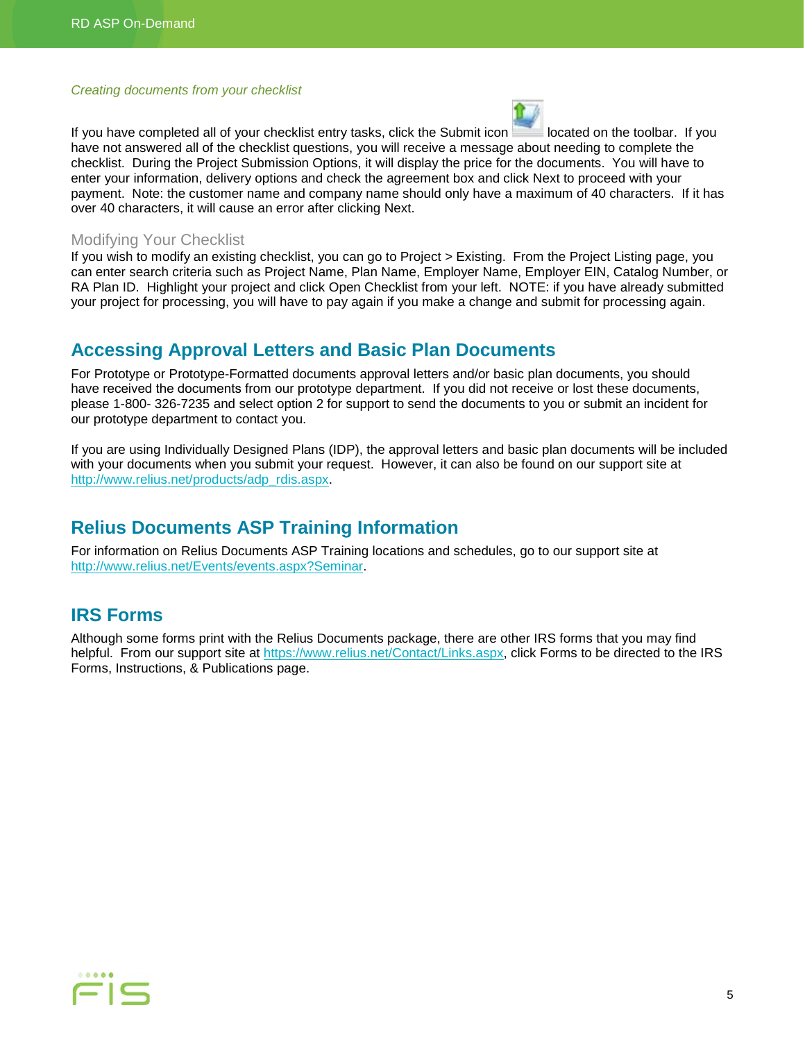*Creating documents from your checklist*

If you have completed all of your checklist entry tasks, click the Submit icon located on the toolbar. If you have not answered all of the checklist questions, you will receive a message about needing to complete the checklist. During the Project Submission Options, it will display the price for the documents. You will have to enter your information, delivery options and check the agreement box and click Next to proceed with your payment. Note: the customer name and company name should only have a maximum of 40 characters. If it has over 40 characters, it will cause an error after clicking Next.

### Modifying Your Checklist

If you wish to modify an existing checklist, you can go to Project > Existing. From the Project Listing page, you can enter search criteria such as Project Name, Plan Name, Employer Name, Employer EIN, Catalog Number, or RA Plan ID. Highlight your project and click Open Checklist from your left. NOTE: if you have already submitted your project for processing, you will have to pay again if you make a change and submit for processing again.

## Accessing Approval Letters and Basic Plan Documents

For Prototype or Prototype-Formatted documents approval letters and/or basic plan documents, you should have received the documents from our prototype department. If you did not receive or lost these documents, please 1-800- 326-7235 and select option 2 for support to send the documents to you or submit an incident for our prototype department to contact you.

If you are using Individually Designed Plans (IDP), the approval letters and basic plan documents will be included with your documents when you submit your request. However, it can also be found on our support site at http://www.relius.net/products/adp_rdis.aspx.

## Relius Documents ASP Training Information

For information on Relius Documents ASP Training locations and schedules, go to our support site at http://www.relius.net/Events/events.aspx?Seminar.

## IRS Forms

Although some forms print with the Relius Documents package, there are other IRS forms that you may find helpful. From our support site at https://www.relius.net/Contact/Links.aspx, click Forms to be directed to the IRS Forms, Instructions, & Publications page.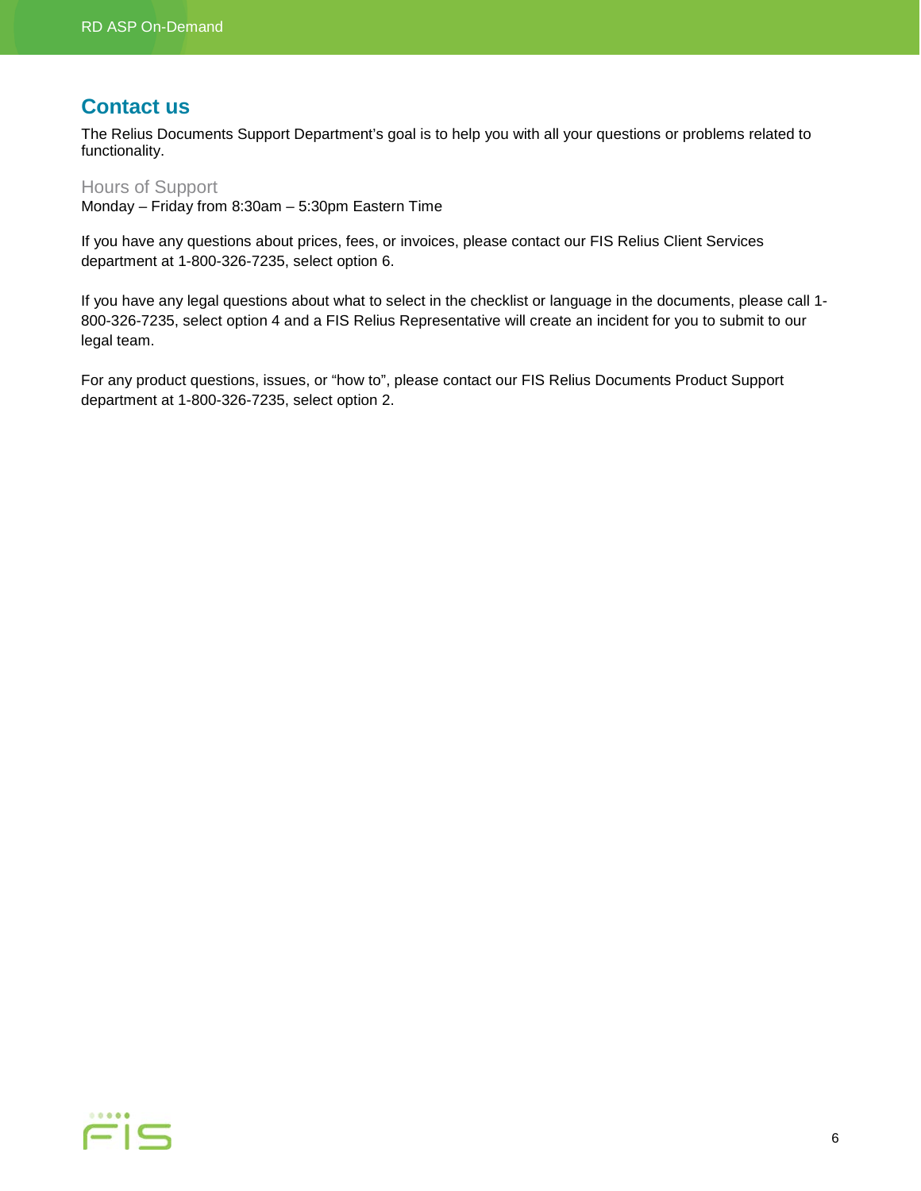# Contact us

The Relius Documents Support Department's goal is to help you with all your questions or problems related to functionality.

## Hours of Support

Monday – Friday from 8:30am – 5:30pm Eastern Time

If you have any questions about prices, fees, or invoices, please contact our FIS Relius Client Services department at 1-800-326-7235, select option 6.

If you have any legal questions about what to select in the checklist or language in the documents, please call 1-800-326-7235, select option 4 and a FIS Relius Representative will create an incident for you to submit to our legal team.

For any product questions, issues, or "how to", please contact our FIS Relius Documents Product Support department at 1-800-326-7235, select option 2.